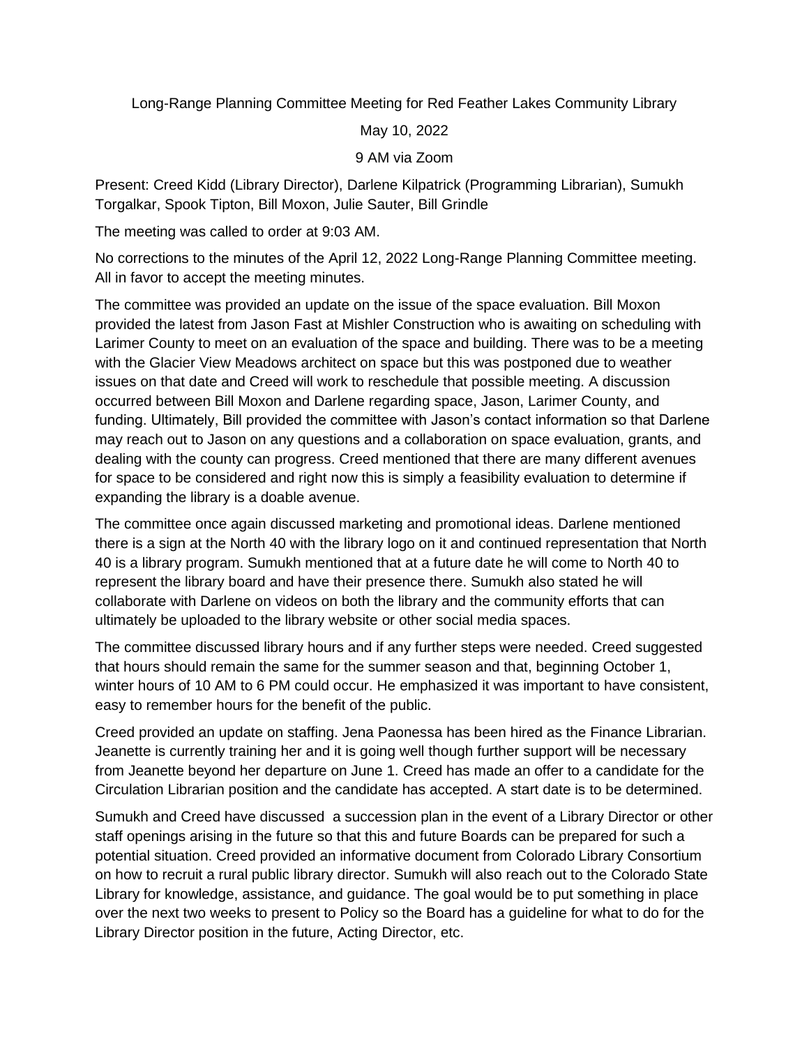Long-Range Planning Committee Meeting for Red Feather Lakes Community Library

May 10, 2022

9 AM via Zoom

Present: Creed Kidd (Library Director), Darlene Kilpatrick (Programming Librarian), Sumukh Torgalkar, Spook Tipton, Bill Moxon, Julie Sauter, Bill Grindle

The meeting was called to order at 9:03 AM.

No corrections to the minutes of the April 12, 2022 Long-Range Planning Committee meeting. All in favor to accept the meeting minutes.

The committee was provided an update on the issue of the space evaluation. Bill Moxon provided the latest from Jason Fast at Mishler Construction who is awaiting on scheduling with Larimer County to meet on an evaluation of the space and building. There was to be a meeting with the Glacier View Meadows architect on space but this was postponed due to weather issues on that date and Creed will work to reschedule that possible meeting. A discussion occurred between Bill Moxon and Darlene regarding space, Jason, Larimer County, and funding. Ultimately, Bill provided the committee with Jason's contact information so that Darlene may reach out to Jason on any questions and a collaboration on space evaluation, grants, and dealing with the county can progress. Creed mentioned that there are many different avenues for space to be considered and right now this is simply a feasibility evaluation to determine if expanding the library is a doable avenue.

The committee once again discussed marketing and promotional ideas. Darlene mentioned there is a sign at the North 40 with the library logo on it and continued representation that North 40 is a library program. Sumukh mentioned that at a future date he will come to North 40 to represent the library board and have their presence there. Sumukh also stated he will collaborate with Darlene on videos on both the library and the community efforts that can ultimately be uploaded to the library website or other social media spaces.

The committee discussed library hours and if any further steps were needed. Creed suggested that hours should remain the same for the summer season and that, beginning October 1, winter hours of 10 AM to 6 PM could occur. He emphasized it was important to have consistent, easy to remember hours for the benefit of the public.

Creed provided an update on staffing. Jena Paonessa has been hired as the Finance Librarian. Jeanette is currently training her and it is going well though further support will be necessary from Jeanette beyond her departure on June 1. Creed has made an offer to a candidate for the Circulation Librarian position and the candidate has accepted. A start date is to be determined.

Sumukh and Creed have discussed a succession plan in the event of a Library Director or other staff openings arising in the future so that this and future Boards can be prepared for such a potential situation. Creed provided an informative document from Colorado Library Consortium on how to recruit a rural public library director. Sumukh will also reach out to the Colorado State Library for knowledge, assistance, and guidance. The goal would be to put something in place over the next two weeks to present to Policy so the Board has a guideline for what to do for the Library Director position in the future, Acting Director, etc.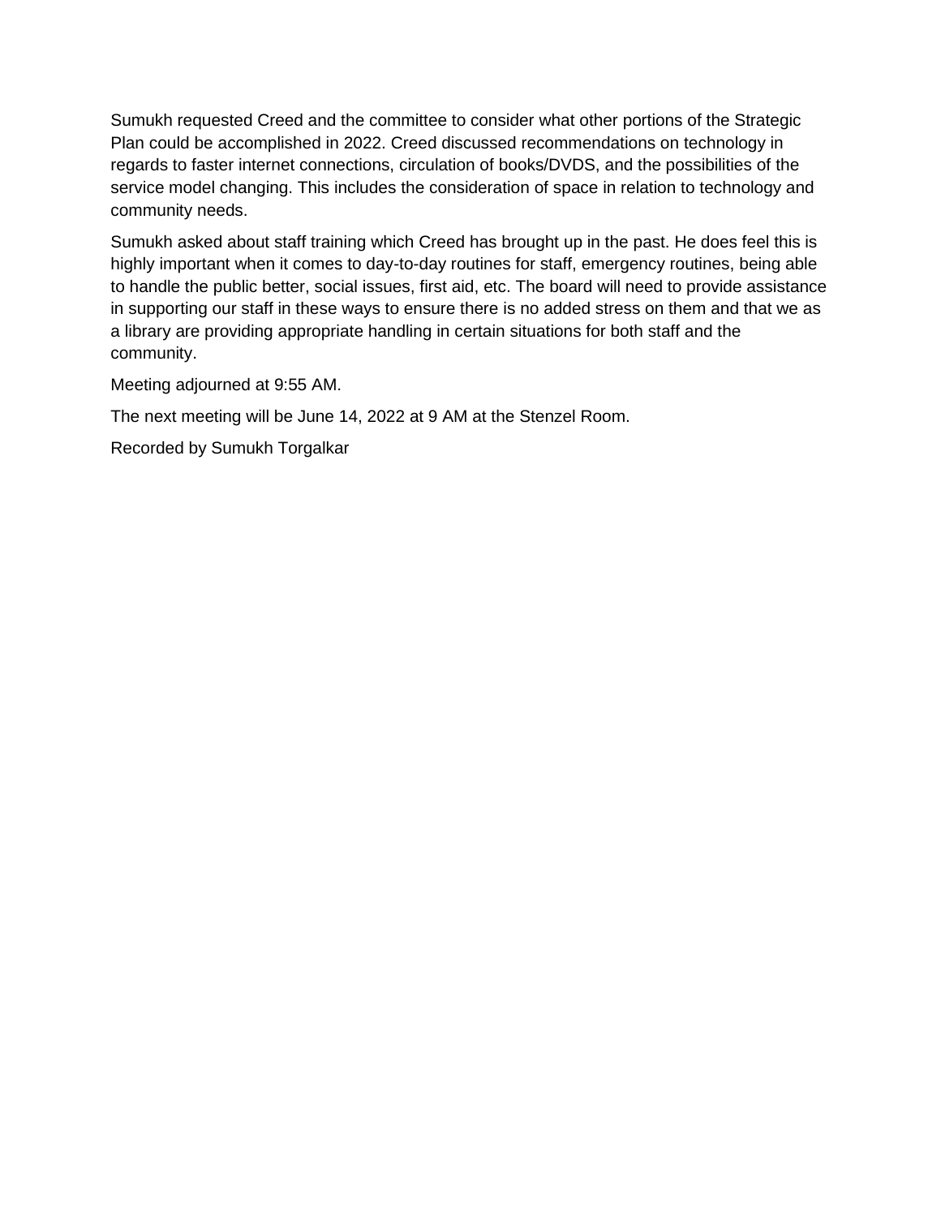Sumukh requested Creed and the committee to consider what other portions of the Strategic Plan could be accomplished in 2022. Creed discussed recommendations on technology in regards to faster internet connections, circulation of books/DVDS, and the possibilities of the service model changing. This includes the consideration of space in relation to technology and community needs.

Sumukh asked about staff training which Creed has brought up in the past. He does feel this is highly important when it comes to day-to-day routines for staff, emergency routines, being able to handle the public better, social issues, first aid, etc. The board will need to provide assistance in supporting our staff in these ways to ensure there is no added stress on them and that we as a library are providing appropriate handling in certain situations for both staff and the community.

Meeting adjourned at 9:55 AM.

The next meeting will be June 14, 2022 at 9 AM at the Stenzel Room.

Recorded by Sumukh Torgalkar